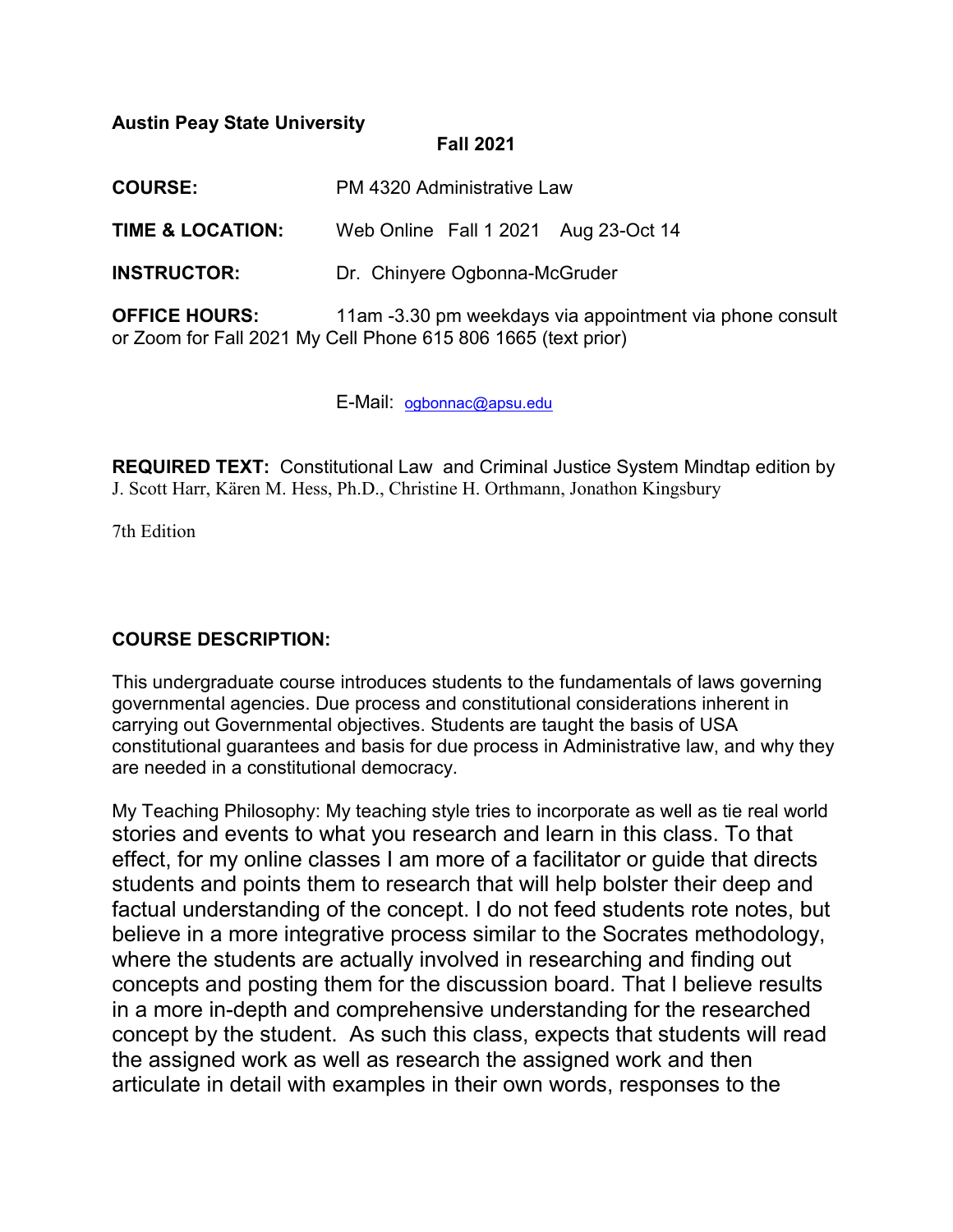**Austin Peay State University**

**Fall 2021**

**COURSE:** PM 4320 Administrative Law

**TIME & LOCATION:** Web Online Fall 1 2021 Aug 23-Oct 14

**INSTRUCTOR:** Dr. Chinyere Ogbonna-McGruder

**OFFICE HOURS:** 11am -3.30 pm weekdays via appointment via phone consult or Zoom for Fall 2021 My Cell Phone 615 806 1665 (text prior)

E-Mail: ogbonnac@apsu.edu

**REQUIRED TEXT:** Constitutional Law and Criminal Justice System Mindtap edition by J. Scott Harr, Kären M. Hess, Ph.D., Christine H. Orthmann, Jonathon Kingsbury

7th Edition

**COURSE DESCRIPTION:**

This undergraduate course introduces students to the fundamentals of laws governing governmental agencies. Due process and constitutional considerations inherent in carrying out Governmental objectives. Students are taught the basis of USA constitutional guarantees and basis for due process in Administrative law, and why they are needed in a constitutional democracy.

My Teaching Philosophy: My teaching style tries to incorporate as well as tie real world stories and events to what you research and learn in this class. To that effect, for my online classes I am more of a facilitator or guide that directs students and points them to research that will help bolster their deep and factual understanding of the concept. I do not feed students rote notes, but believe in a more integrative process similar to the Socrates methodology, where the students are actually involved in researching and finding out concepts and posting them for the discussion board. That I believe results in a more in-depth and comprehensive understanding for the researched concept by the student. As such this class, expects that students will read the assigned work as well as research the assigned work and then articulate in detail with examples in their own words, responses to the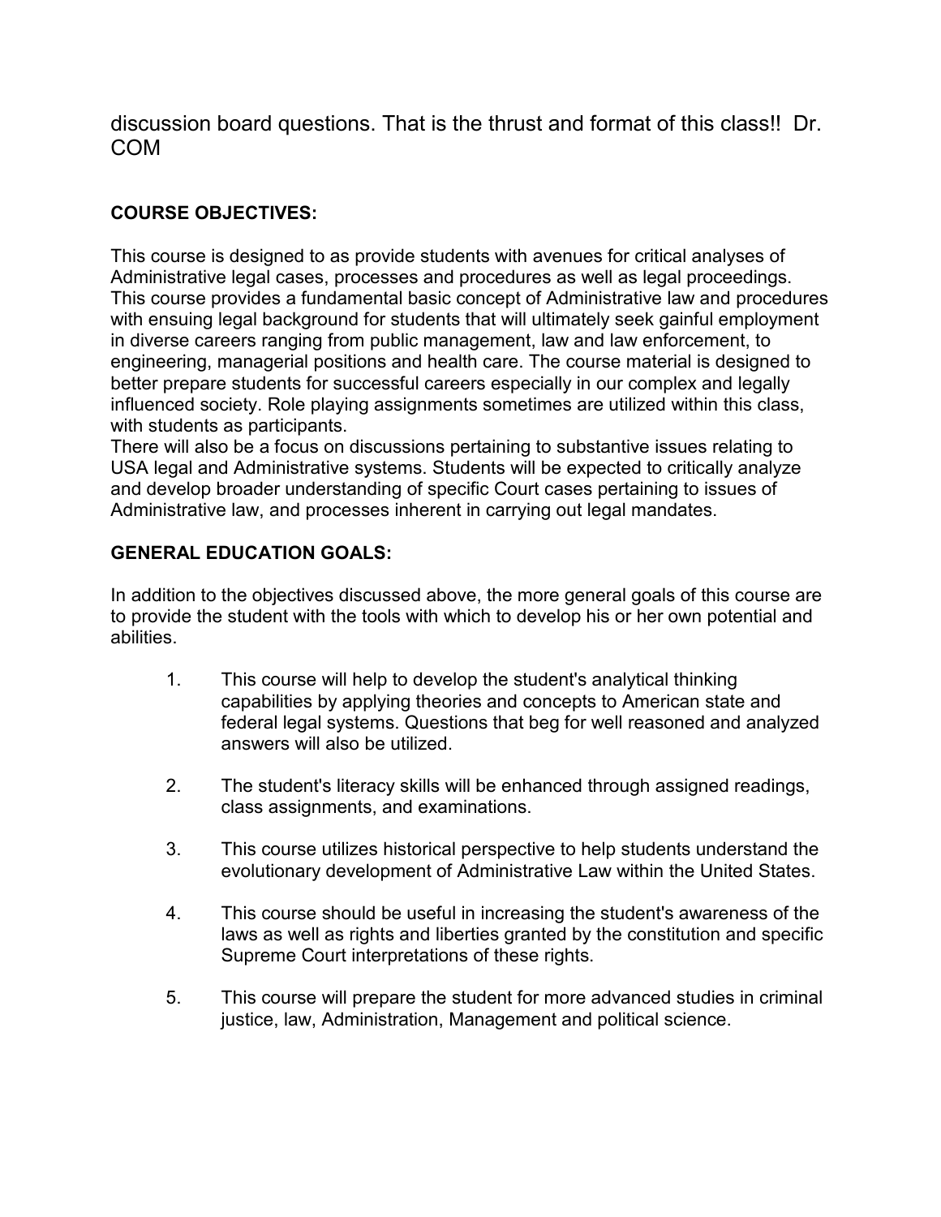discussion board questions. That is the thrust and format of this class!! Dr. COM

**COURSE OBJECTIVES:**

This course is designed to as provide students with avenues for critical analyses of Administrative legal cases, processes and procedures as well as legal proceedings. This course provides a fundamental basic concept of Administrative law and procedures with ensuing legal background for students that will ultimately seek gainful employment in diverse careers ranging from public management, law and law enforcement, to engineering, managerial positions and health care. The course material is designed to better prepare students for successful careers especially in our complex and legally influenced society. Role playing assignments sometimes are utilized within this class, with students as participants.
There will also be a focus on discussions pertaining to substantive issues relating to USA legal and Administrative systems. Students will be expected to critically analyze and develop broader understanding of specific Court cases pertaining to issues of Administrative law, and processes inherent in carrying out legal mandates.

**GENERAL EDUCATION GOALS:**

In addition to the objectives discussed above, the more general goals of this course are to provide the student with the tools with which to develop his or her own potential and abilities.

1. This course will help to develop the student's analytical thinking capabilities by applying theories and concepts to American state and federal legal systems. Questions that beg for well reasoned and analyzed answers will also be utilized.

2. The student's literacy skills will be enhanced through assigned readings, class assignments, and examinations.

3. This course utilizes historical perspective to help students understand the evolutionary development of Administrative Law within the United States.

4. This course should be useful in increasing the student's awareness of the laws as well as rights and liberties granted by the constitution and specific Supreme Court interpretations of these rights.

5. This course will prepare the student for more advanced studies in criminal justice, law, Administration, Management and political science.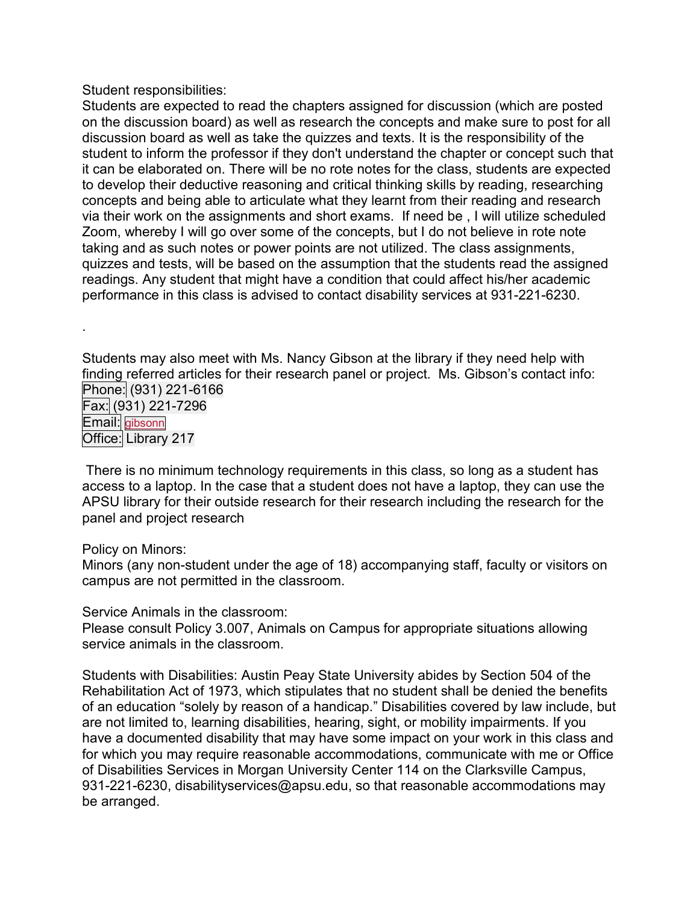Student responsibilities:

Students are expected to read the chapters assigned for discussion (which are posted on the discussion board) as well as research the concepts and make sure to post for all discussion board as well as take the quizzes and texts. It is the responsibility of the student to inform the professor if they don't understand the chapter or concept such that it can be elaborated on. There will be no rote notes for the class, students are expected to develop their deductive reasoning and critical thinking skills by reading, researching concepts and being able to articulate what they learnt from their reading and research via their work on the assignments and short exams. If need be , I will utilize scheduled Zoom, whereby I will go over some of the concepts, but I do not believe in rote note taking and as such notes or power points are not utilized. The class assignments, quizzes and tests, will be based on the assumption that the students read the assigned readings. Any student that might have a condition that could affect his/her academic performance in this class is advised to contact disability services at 931-221-6230.

.

Students may also meet with Ms. Nancy Gibson at the library if they need help with finding referred articles for their research panel or project. Ms. Gibson's contact info:

Phone: (931) 221-6166
Fax: (931) 221-7296
Email: gibsonn
Office: Library 217

There is no minimum technology requirements in this class, so long as a student has access to a laptop. In the case that a student does not have a laptop, they can use the APSU library for their outside research for their research including the research for the panel and project research

Policy on Minors:

Minors (any non-student under the age of 18) accompanying staff, faculty or visitors on campus are not permitted in the classroom.

Service Animals in the classroom:

Please consult Policy 3.007, Animals on Campus for appropriate situations allowing service animals in the classroom.

Students with Disabilities: Austin Peay State University abides by Section 504 of the Rehabilitation Act of 1973, which stipulates that no student shall be denied the benefits of an education "solely by reason of a handicap." Disabilities covered by law include, but are not limited to, learning disabilities, hearing, sight, or mobility impairments. If you have a documented disability that may have some impact on your work in this class and for which you may require reasonable accommodations, communicate with me or Office of Disabilities Services in Morgan University Center 114 on the Clarksville Campus, 931-221-6230, disabilityservices@apsu.edu, so that reasonable accommodations may be arranged.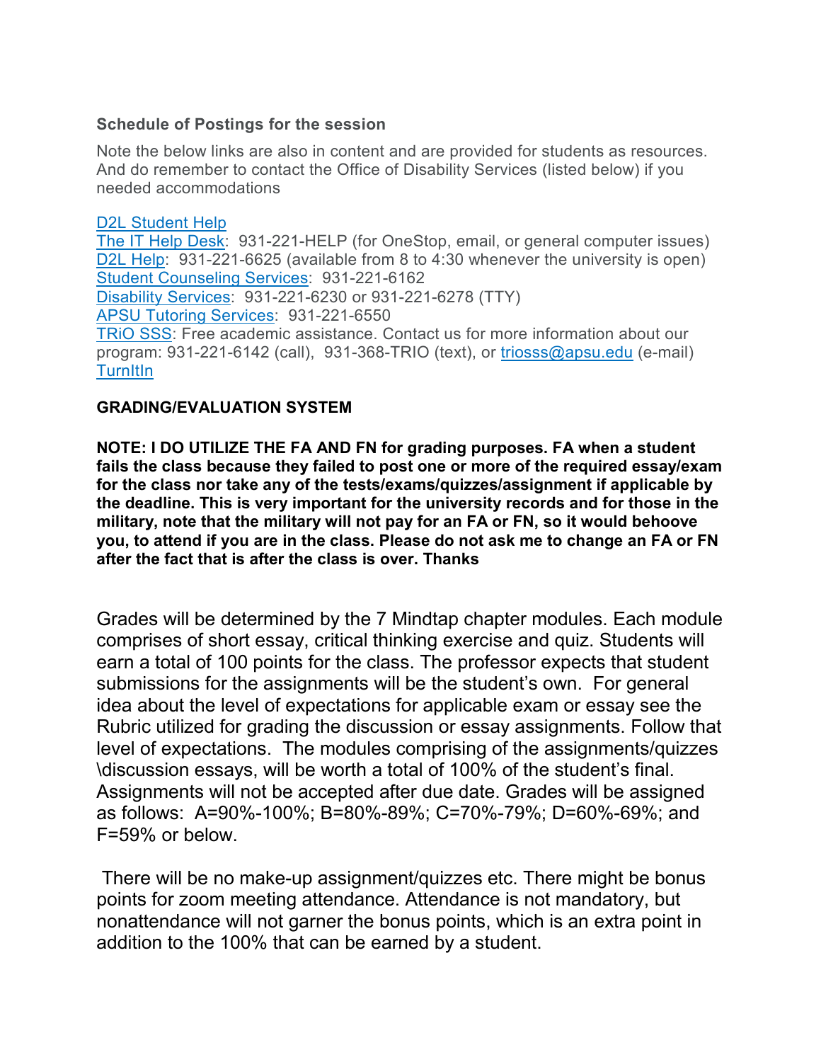**Schedule of Postings for the session**

Note the below links are also in content and are provided for students as resources. And do remember to contact the Office of Disability Services (listed below) if you needed accommodations

D2L Student Help
The IT Help Desk: 931-221-HELP (for OneStop, email, or general computer issues)
D2L Help: 931-221-6625 (available from 8 to 4:30 whenever the university is open)
Student Counseling Services: 931-221-6162
Disability Services: 931-221-6230 or 931-221-6278 (TTY)
APSU Tutoring Services: 931-221-6550
TRiO SSS: Free academic assistance. Contact us for more information about our program: 931-221-6142 (call), 931-368-TRIO (text), or triosss@apsu.edu (e-mail)
TurnItIn

**GRADING/EVALUATION SYSTEM**

**NOTE: I DO UTILIZE THE FA AND FN for grading purposes. FA when a student fails the class because they failed to post one or more of the required essay/exam for the class nor take any of the tests/exams/quizzes/assignment if applicable by the deadline. This is very important for the university records and for those in the military, note that the military will not pay for an FA or FN, so it would behoove you, to attend if you are in the class. Please do not ask me to change an FA or FN after the fact that is after the class is over. Thanks**

Grades will be determined by the 7 Mindtap chapter modules. Each module comprises of short essay, critical thinking exercise and quiz. Students will earn a total of 100 points for the class. The professor expects that student submissions for the assignments will be the student's own. For general idea about the level of expectations for applicable exam or essay see the Rubric utilized for grading the discussion or essay assignments. Follow that level of expectations. The modules comprising of the assignments/quizzes \discussion essays, will be worth a total of 100% of the student's final. Assignments will not be accepted after due date. Grades will be assigned as follows: A=90%-100%; B=80%-89%; C=70%-79%; D=60%-69%; and F=59% or below.

There will be no make-up assignment/quizzes etc. There might be bonus points for zoom meeting attendance. Attendance is not mandatory, but nonattendance will not garner the bonus points, which is an extra point in addition to the 100% that can be earned by a student.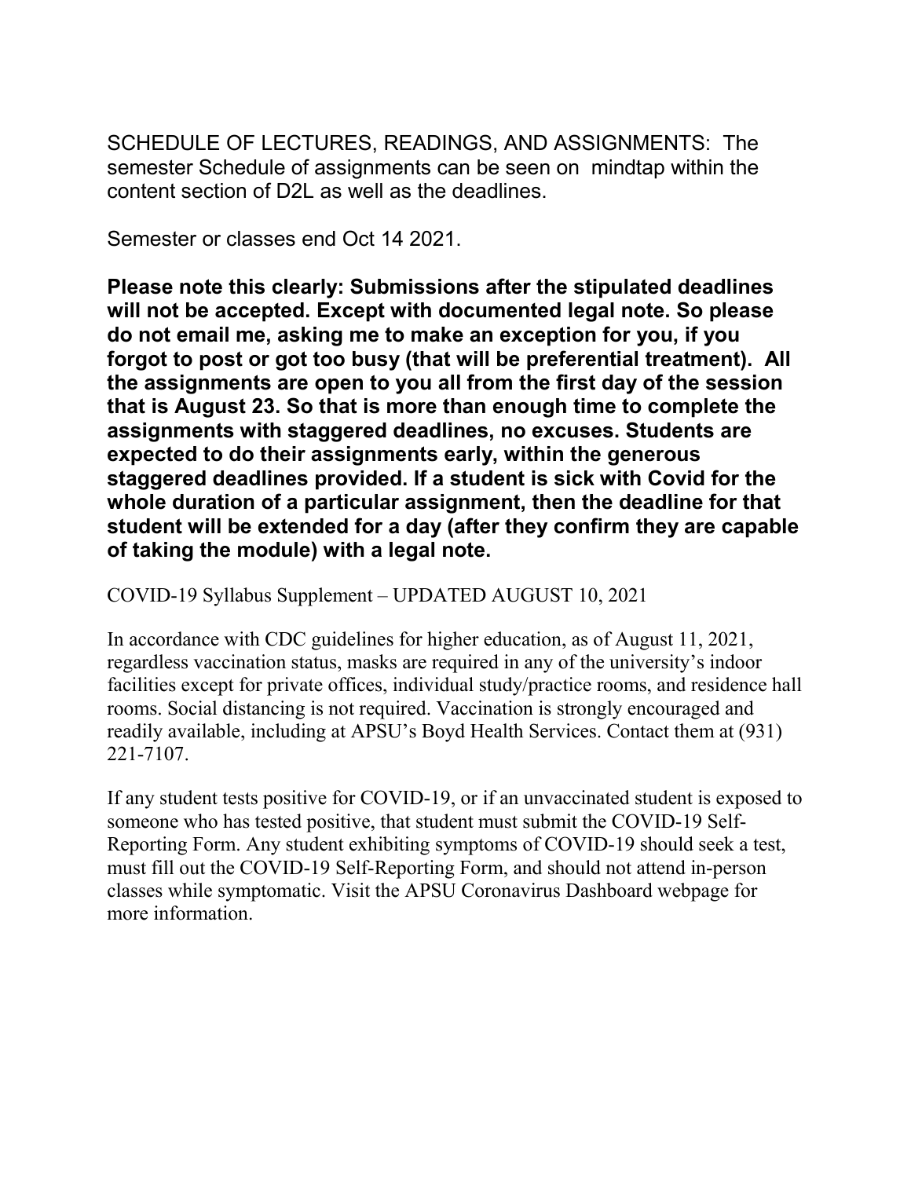SCHEDULE OF LECTURES, READINGS, AND ASSIGNMENTS: The semester Schedule of assignments can be seen on mindtap within the content section of D2L as well as the deadlines.

Semester or classes end Oct 14 2021.

**Please note this clearly: Submissions after the stipulated deadlines will not be accepted. Except with documented legal note. So please do not email me, asking me to make an exception for you, if you forgot to post or got too busy (that will be preferential treatment). All the assignments are open to you all from the first day of the session that is August 23. So that is more than enough time to complete the assignments with staggered deadlines, no excuses. Students are expected to do their assignments early, within the generous staggered deadlines provided. If a student is sick with Covid for the whole duration of a particular assignment, then the deadline for that student will be extended for a day (after they confirm they are capable of taking the module) with a legal note.**

COVID-19 Syllabus Supplement – UPDATED AUGUST 10, 2021

In accordance with CDC guidelines for higher education, as of August 11, 2021, regardless vaccination status, masks are required in any of the university's indoor facilities except for private offices, individual study/practice rooms, and residence hall rooms. Social distancing is not required. Vaccination is strongly encouraged and readily available, including at APSU's Boyd Health Services. Contact them at (931) 221-7107.

If any student tests positive for COVID-19, or if an unvaccinated student is exposed to someone who has tested positive, that student must submit the COVID-19 Self-Reporting Form. Any student exhibiting symptoms of COVID-19 should seek a test, must fill out the COVID-19 Self-Reporting Form, and should not attend in-person classes while symptomatic. Visit the APSU Coronavirus Dashboard webpage for more information.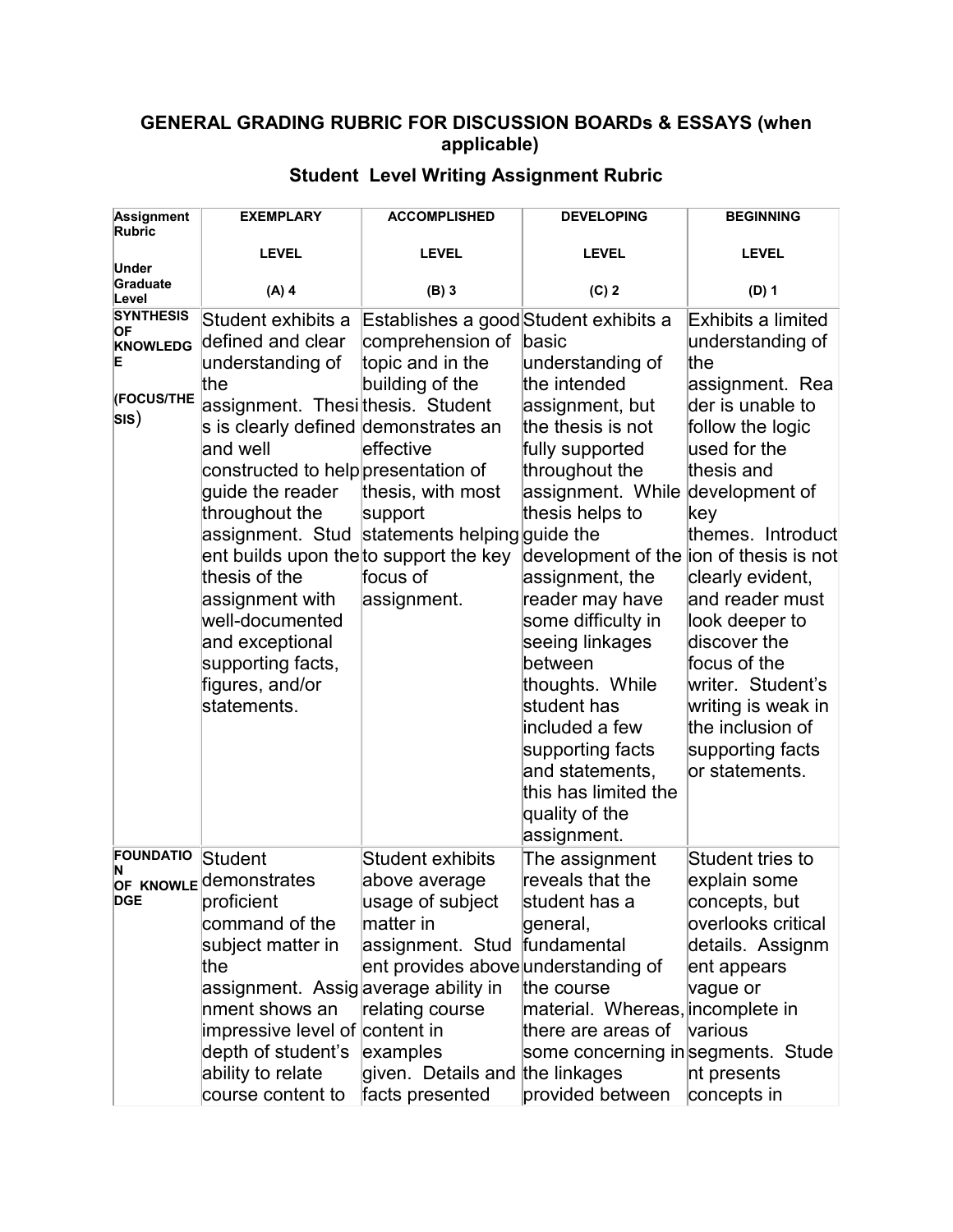**GENERAL GRADING RUBRIC FOR DISCUSSION BOARDs & ESSAYS (when applicable)**

**Student Level Writing Assignment Rubric**

| Assignment Rubric Under Graduate Level | EXEMPLARY LEVEL (A) 4 | ACCOMPLISHED LEVEL (B) 3 | DEVELOPING LEVEL (C) 2 | BEGINNING LEVEL (D) 1 |
|---|---|---|---|---|
| **SYNTHESIS OF KNOWLEDGE (FOCUS/THESIS)** | Student exhibits a defined and clear understanding of the assignment. Thesis is clearly defined and well constructed to help guide the reader throughout the assignment. Student builds upon the thesis of the assignment with well-documented and exceptional supporting facts, figures, and/or statements. | Establishes a good comprehension of topic and in the building of the thesis. Student demonstrates an effective presentation of thesis, with most support statements helping to support the key focus of assignment. | Student exhibits a basic understanding of the intended assignment, but the thesis is not fully supported throughout the assignment. While thesis helps to guide the development of the assignment, the reader may have some difficulty in seeing linkages between thoughts. While student has included a few supporting facts and statements, this has limited the quality of the assignment. | Exhibits a limited understanding of the assignment. Reader is unable to follow the logic used for the thesis and development of key themes. Introduction of thesis is not clearly evident, and reader must look deeper to discover the focus of the writer. Student's writing is weak in the inclusion of supporting facts or statements. |
| **FOUNDATION OF KNOWLEDGE** | Student demonstrates proficient command of the subject matter in the assignment. Assignment shows an impressive level of depth of student's ability to relate course content to | Student exhibits above average usage of subject matter in assignment. Student provides above average ability in relating course content in examples given. Details and facts presented | The assignment reveals that the student has a general, fundamental understanding of the course material. Whereas, there are areas of some concerning in the linkages provided between | Student tries to explain some concepts, but overlooks critical details. Assignment appears vague or incomplete in various segments. Student presents concepts in |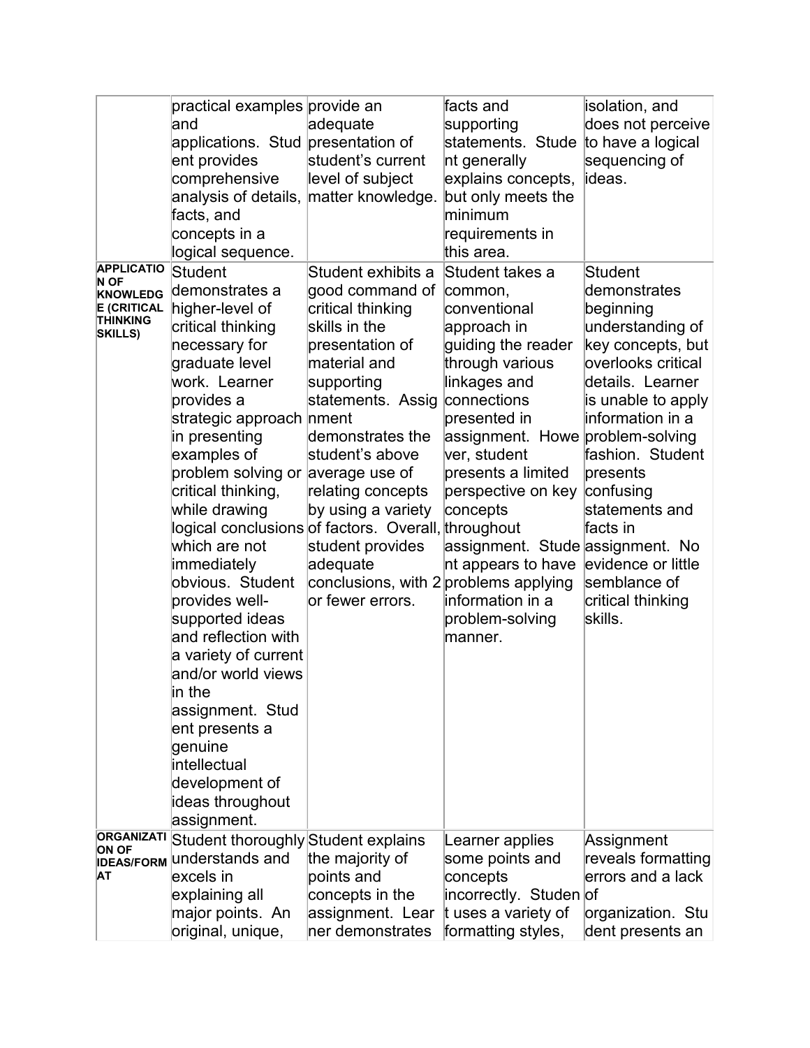| | | | | |
|---|---|---|---|---|
| | practical examples and applications. Student provides comprehensive analysis of details, facts, and concepts in a logical sequence. | provide an adequate presentation of student's current level of subject matter knowledge. | facts and supporting statements. Student generally explains concepts, but only meets the minimum requirements in this area. | isolation, and does not perceive to have a logical sequencing of ideas. |
| **APPLICATION OF KNOWLEDGE (CRITICAL THINKING SKILLS)** | Student demonstrates a higher-level of critical thinking necessary for graduate level work. Learner provides a strategic approach in presenting examples of problem solving or critical thinking, while drawing logical conclusions which are not immediately obvious. Student provides well-supported ideas and reflection with a variety of current and/or world views in the assignment. Student presents a genuine intellectual development of ideas throughout assignment. | Student exhibits a good command of critical thinking skills in the presentation of material and supporting statements. Assignment demonstrates the student's above average use of relating concepts by using a variety of factors. Overall, student provides adequate conclusions, with 2 or fewer errors. | Student takes a common, conventional approach in guiding the reader through various linkages and connections presented in assignment. However, student presents a limited perspective on key concepts throughout assignment. Student appears to have problems applying information in a problem-solving manner. | Student demonstrates beginning understanding of key concepts, but overlooks critical details. Learner is unable to apply information in a problem-solving fashion. Student presents confusing statements and facts in assignment. No evidence or little semblance of critical thinking skills. |
| **ORGANIZATION OF IDEAS/FORMAT** | Student thoroughly understands and excels in explaining all major points. An original, unique, | Student explains the majority of points and concepts in the assignment. Learner demonstrates | Learner applies some points and concepts incorrectly. Student uses a variety of formatting styles, | Assignment reveals formatting errors and a lack of organization. Student presents an |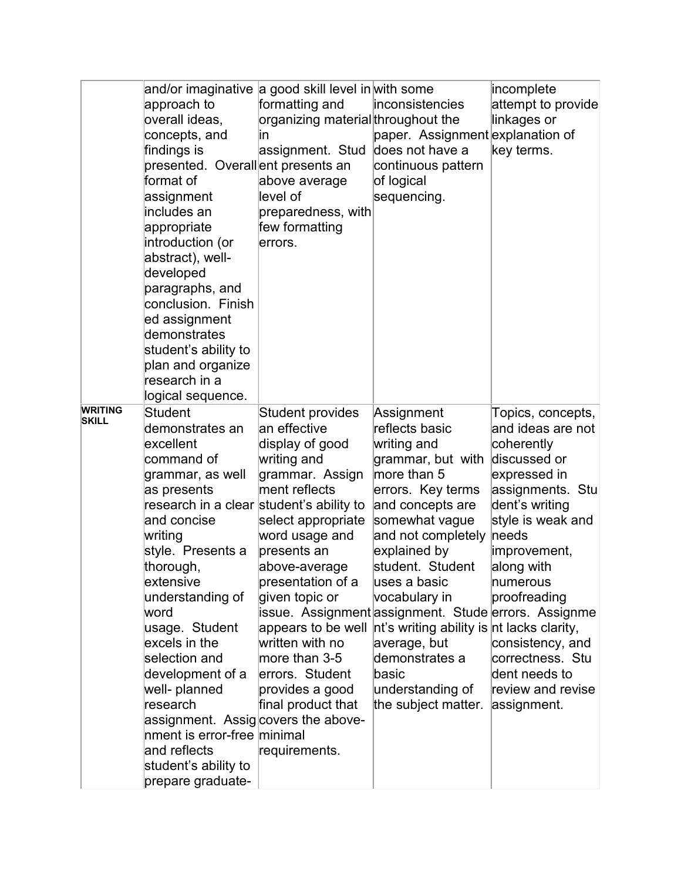| | | | | |
|---|---|---|---|---|
| | and/or imaginative approach to overall ideas, concepts, and findings is presented. Overall format of assignment includes an appropriate introduction (or abstract), well-developed paragraphs, and conclusion. Finished assignment demonstrates student's ability to plan and organize research in a logical sequence. | a good skill level in formatting and organizing material in assignment. Student presents an above average level of preparedness, with few formatting errors. | with some inconsistencies throughout the paper. Assignment does not have a continuous pattern of logical sequencing. | incomplete attempt to provide linkages or explanation of key terms. |
| **WRITING SKILL** | Student demonstrates an excellent command of grammar, as well as presents research in a clear and concise writing style. Presents a thorough, extensive understanding of word usage. Student excels in the selection and development of a well- planned research assignment. Assignment is error-free and reflects student's ability to prepare graduate- | Student provides an effective display of good writing and grammar. Assignment reflects student's ability to select appropriate word usage and presents an above-average presentation of a given topic or issue. Assignment appears to be well written with no more than 3-5 errors. Student provides a good final product that covers the above-minimal requirements. | Assignment reflects basic writing and grammar, but with more than 5 errors. Key terms and concepts are somewhat vague and not completely explained by student. Student uses a basic vocabulary in assignment. Student's writing ability is average, but demonstrates a basic understanding of the subject matter. | Topics, concepts, and ideas are not coherently discussed or expressed in assignments. Student's writing style is weak and needs improvement, along with numerous proofreading errors. Assignment lacks clarity, consistency, and correctness. Student needs to review and revise assignment. |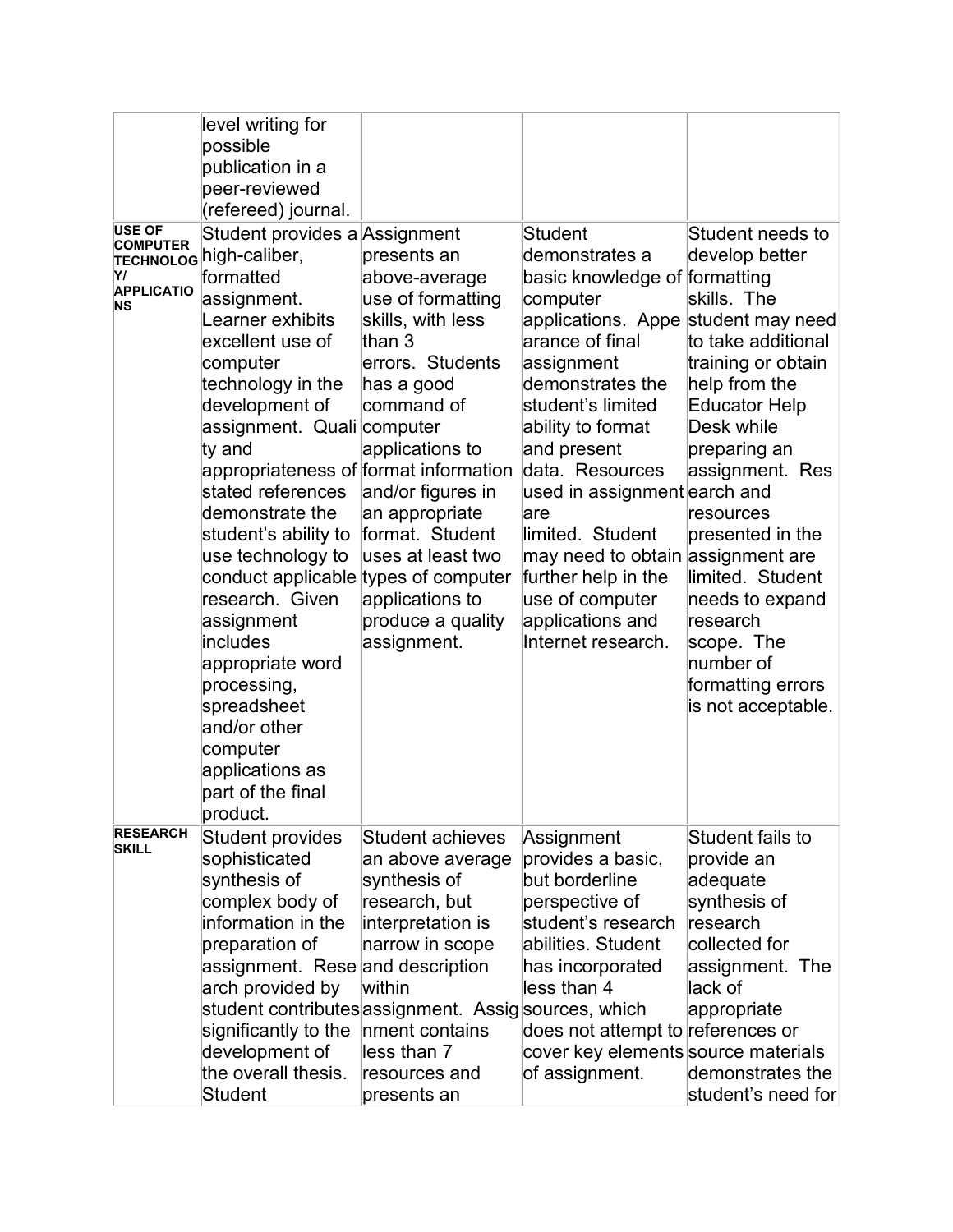| | | | | |
|---|---|---|---|---|
| | level writing for possible publication in a peer-reviewed (refereed) journal. | | | |
| **USE OF COMPUTER TECHNOLOGY/ APPLICATIONS** | Student provides a high-caliber, formatted assignment. Learner exhibits excellent use of computer technology in the development of assignment. Quality and appropriateness of stated references demonstrate the student's ability to use technology to conduct applicable research. Given assignment includes appropriate word processing, spreadsheet and/or other computer applications as part of the final product. | Assignment presents an above-average use of formatting skills, with less than 3 errors. Students has a good command of computer applications to format information and/or figures in an appropriate format. Student uses at least two types of computer applications to produce a quality assignment. | Student demonstrates a basic knowledge of computer applications. Appearance of final assignment demonstrates the student's limited ability to format and present data. Resources used in assignment are limited. Student may need to obtain further help in the use of computer applications and Internet research. | Student needs to develop better formatting skills. The student may need to take additional training or obtain help from the Educator Help Desk while preparing an assignment. Research and resources presented in the assignment are limited. Student needs to expand research scope. The number of formatting errors is not acceptable. |
| **RESEARCH SKILL** | Student provides sophisticated synthesis of complex body of information in the preparation of assignment. Research provided by student contributes significantly to the development of the overall thesis. Student | Student achieves an above average synthesis of research, but interpretation is narrow in scope and description within assignment. Assignment contains less than 7 resources and presents an | Assignment provides a basic, but borderline perspective of student's research abilities. Student has incorporated less than 4 sources, which does not attempt to cover key elements of assignment. | Student fails to provide an adequate synthesis of research collected for assignment. The lack of appropriate references or source materials demonstrates the student's need for |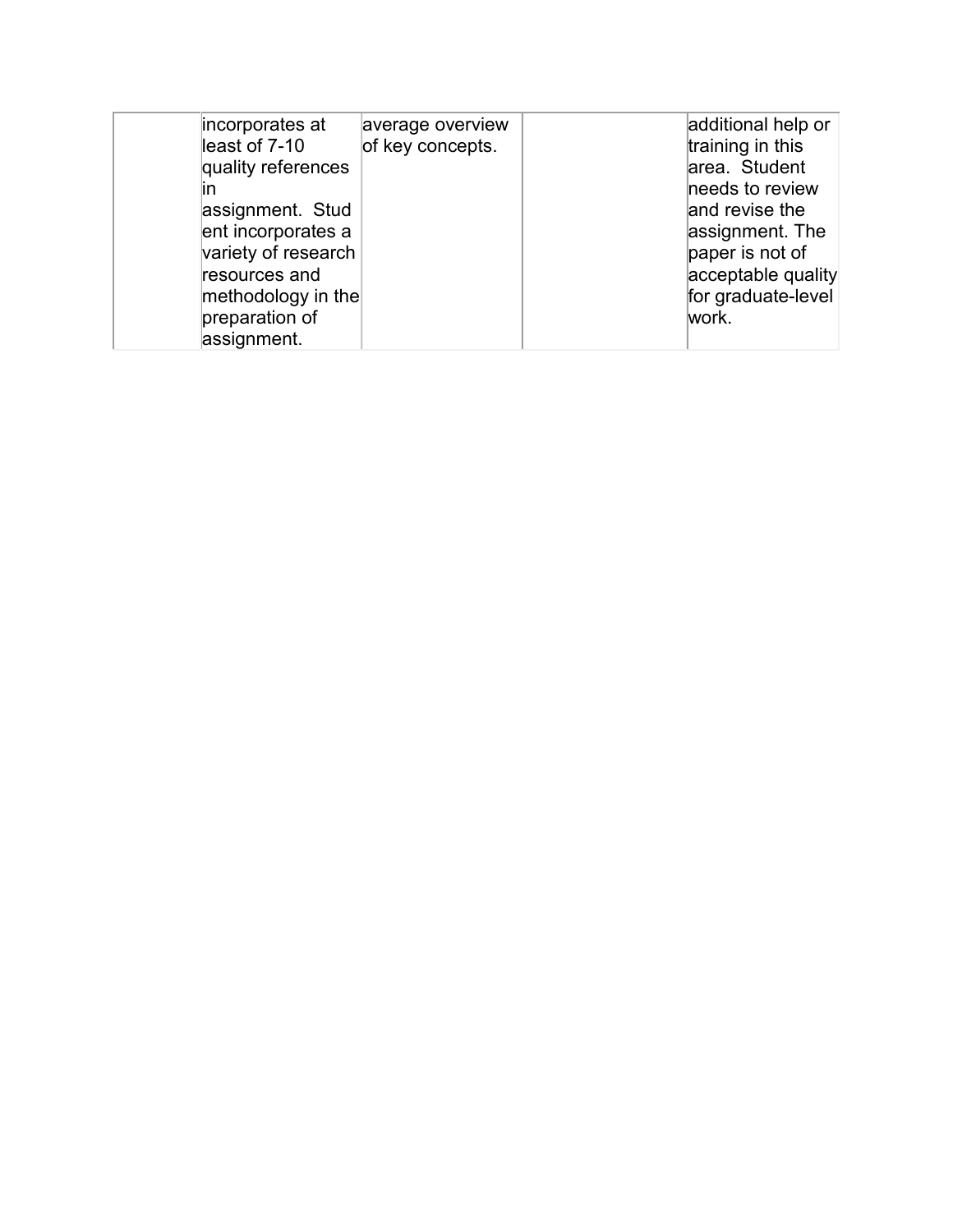| | | | | |
|---|---|---|---|---|
| | incorporates at least of 7-10 quality references in assignment. Student incorporates a variety of research resources and methodology in the preparation of assignment. | average overview of key concepts. | | additional help or training in this area. Student needs to review and revise the assignment. The paper is not of acceptable quality for graduate-level work. |